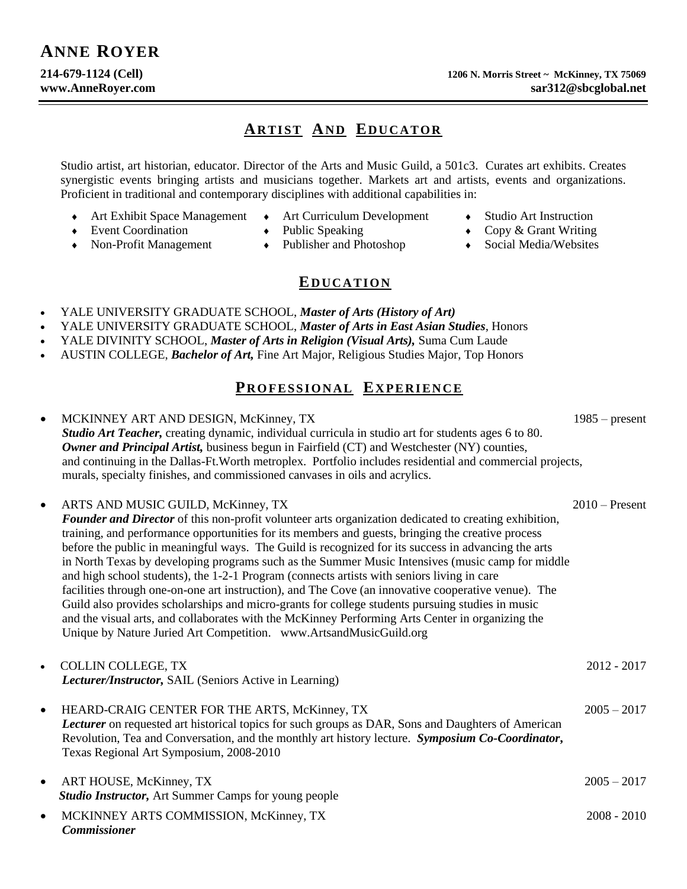# ANNE ROYER

**214-679-1124 (Cell)** **1206 N. Morris Street ~ McKinney, TX 75069**
**www.AnneRoyer.com** **sar312@sbcglobal.net**

## ARTIST AND EDUCATOR

Studio artist, art historian, educator. Director of the Arts and Music Guild, a 501c3. Curates art exhibits. Creates synergistic events bringing artists and musicians together. Markets art and artists, events and organizations. Proficient in traditional and contemporary disciplines with additional capabilities in:

- Art Exhibit Space Management
- Event Coordination
- Non-Profit Management
- Art Curriculum Development
- Public Speaking
- Publisher and Photoshop
- Studio Art Instruction
- Copy & Grant Writing
- Social Media/Websites

## EDUCATION

- YALE UNIVERSITY GRADUATE SCHOOL, ***Master of Arts (History of Art)***
- YALE UNIVERSITY GRADUATE SCHOOL, ***Master of Arts in East Asian Studies***, Honors
- YALE DIVINITY SCHOOL, ***Master of Arts in Religion (Visual Arts),*** Suma Cum Laude
- AUSTIN COLLEGE, ***Bachelor of Art,*** Fine Art Major, Religious Studies Major, Top Honors

## PROFESSIONAL EXPERIENCE

- MCKINNEY ART AND DESIGN, McKinney, TX — 1985 – present
  ***Studio Art Teacher,*** creating dynamic, individual curricula in studio art for students ages 6 to 80.
  ***Owner and Principal Artist,*** business begun in Fairfield (CT) and Westchester (NY) counties, and continuing in the Dallas-Ft.Worth metroplex. Portfolio includes residential and commercial projects, murals, specialty finishes, and commissioned canvases in oils and acrylics.

- ARTS AND MUSIC GUILD, McKinney, TX — 2010 – Present
  ***Founder and Director*** of this non-profit volunteer arts organization dedicated to creating exhibition, training, and performance opportunities for its members and guests, bringing the creative process before the public in meaningful ways. The Guild is recognized for its success in advancing the arts in North Texas by developing programs such as the Summer Music Intensives (music camp for middle and high school students), the 1-2-1 Program (connects artists with seniors living in care facilities through one-on-one art instruction), and The Cove (an innovative cooperative venue). The Guild also provides scholarships and micro-grants for college students pursuing studies in music and the visual arts, and collaborates with the McKinney Performing Arts Center in organizing the Unique by Nature Juried Art Competition. www.ArtsandMusicGuild.org

- COLLIN COLLEGE, TX — 2012 - 2017
  ***Lecturer/Instructor,*** SAIL (Seniors Active in Learning)

- HEARD-CRAIG CENTER FOR THE ARTS, McKinney, TX — 2005 – 2017
  ***Lecturer*** on requested art historical topics for such groups as DAR, Sons and Daughters of American Revolution, Tea and Conversation, and the monthly art history lecture. ***Symposium Co-Coordinator***, Texas Regional Art Symposium, 2008-2010

- ART HOUSE, McKinney, TX — 2005 – 2017
  ***Studio Instructor,*** Art Summer Camps for young people

- MCKINNEY ARTS COMMISSION, McKinney, TX — 2008 - 2010
  ***Commissioner***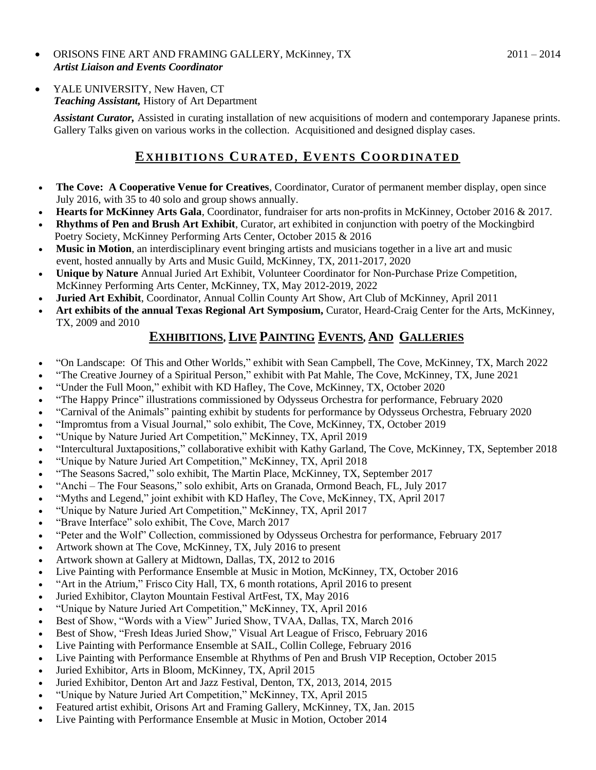- ORISONS FINE ART AND FRAMING GALLERY, McKinney, TX 2011 – 2014
  ***Artist Liaison and Events Coordinator***

- YALE UNIVERSITY, New Haven, CT
  ***Teaching Assistant,*** History of Art Department

  ***Assistant Curator,*** Assisted in curating installation of new acquisitions of modern and contemporary Japanese prints. Gallery Talks given on various works in the collection. Acquisitioned and designed display cases.

## EXHIBITIONS CURATED, EVENTS COORDINATED

- **The Cove: A Cooperative Venue for Creatives**, Coordinator, Curator of permanent member display, open since July 2016, with 35 to 40 solo and group shows annually.
- **Hearts for McKinney Arts Gala**, Coordinator, fundraiser for arts non-profits in McKinney, October 2016 & 2017.
- **Rhythms of Pen and Brush Art Exhibit**, Curator, art exhibited in conjunction with poetry of the Mockingbird Poetry Society, McKinney Performing Arts Center, October 2015 & 2016
- **Music in Motion**, an interdisciplinary event bringing artists and musicians together in a live art and music event, hosted annually by Arts and Music Guild, McKinney, TX, 2011-2017, 2020
- **Unique by Nature** Annual Juried Art Exhibit, Volunteer Coordinator for Non-Purchase Prize Competition, McKinney Performing Arts Center, McKinney, TX, May 2012-2019, 2022
- **Juried Art Exhibit**, Coordinator, Annual Collin County Art Show, Art Club of McKinney, April 2011
- **Art exhibits of the annual Texas Regional Art Symposium,** Curator, Heard-Craig Center for the Arts, McKinney, TX, 2009 and 2010

## EXHIBITIONS, LIVE PAINTING EVENTS, AND GALLERIES

- "On Landscape: Of This and Other Worlds," exhibit with Sean Campbell, The Cove, McKinney, TX, March 2022
- "The Creative Journey of a Spiritual Person," exhibit with Pat Mahle, The Cove, McKinney, TX, June 2021
- "Under the Full Moon," exhibit with KD Hafley, The Cove, McKinney, TX, October 2020
- "The Happy Prince" illustrations commissioned by Odysseus Orchestra for performance, February 2020
- "Carnival of the Animals" painting exhibit by students for performance by Odysseus Orchestra, February 2020
- "Impromtus from a Visual Journal," solo exhibit, The Cove, McKinney, TX, October 2019
- "Unique by Nature Juried Art Competition," McKinney, TX, April 2019
- "Intercultural Juxtapositions," collaborative exhibit with Kathy Garland, The Cove, McKinney, TX, September 2018
- "Unique by Nature Juried Art Competition," McKinney, TX, April 2018
- "The Seasons Sacred," solo exhibit, The Martin Place, McKinney, TX, September 2017
- "Anchi – The Four Seasons," solo exhibit, Arts on Granada, Ormond Beach, FL, July 2017
- "Myths and Legend," joint exhibit with KD Hafley, The Cove, McKinney, TX, April 2017
- "Unique by Nature Juried Art Competition," McKinney, TX, April 2017
- "Brave Interface" solo exhibit, The Cove, March 2017
- "Peter and the Wolf" Collection, commissioned by Odysseus Orchestra for performance, February 2017
- Artwork shown at The Cove, McKinney, TX, July 2016 to present
- Artwork shown at Gallery at Midtown, Dallas, TX, 2012 to 2016
- Live Painting with Performance Ensemble at Music in Motion, McKinney, TX, October 2016
- "Art in the Atrium," Frisco City Hall, TX, 6 month rotations, April 2016 to present
- Juried Exhibitor, Clayton Mountain Festival ArtFest, TX, May 2016
- "Unique by Nature Juried Art Competition," McKinney, TX, April 2016
- Best of Show, "Words with a View" Juried Show, TVAA, Dallas, TX, March 2016
- Best of Show, "Fresh Ideas Juried Show," Visual Art League of Frisco, February 2016
- Live Painting with Performance Ensemble at SAIL, Collin College, February 2016
- Live Painting with Performance Ensemble at Rhythms of Pen and Brush VIP Reception, October 2015
- Juried Exhibitor, Arts in Bloom, McKinney, TX, April 2015
- Juried Exhibitor, Denton Art and Jazz Festival, Denton, TX, 2013, 2014, 2015
- "Unique by Nature Juried Art Competition," McKinney, TX, April 2015
- Featured artist exhibit, Orisons Art and Framing Gallery, McKinney, TX, Jan. 2015
- Live Painting with Performance Ensemble at Music in Motion, October 2014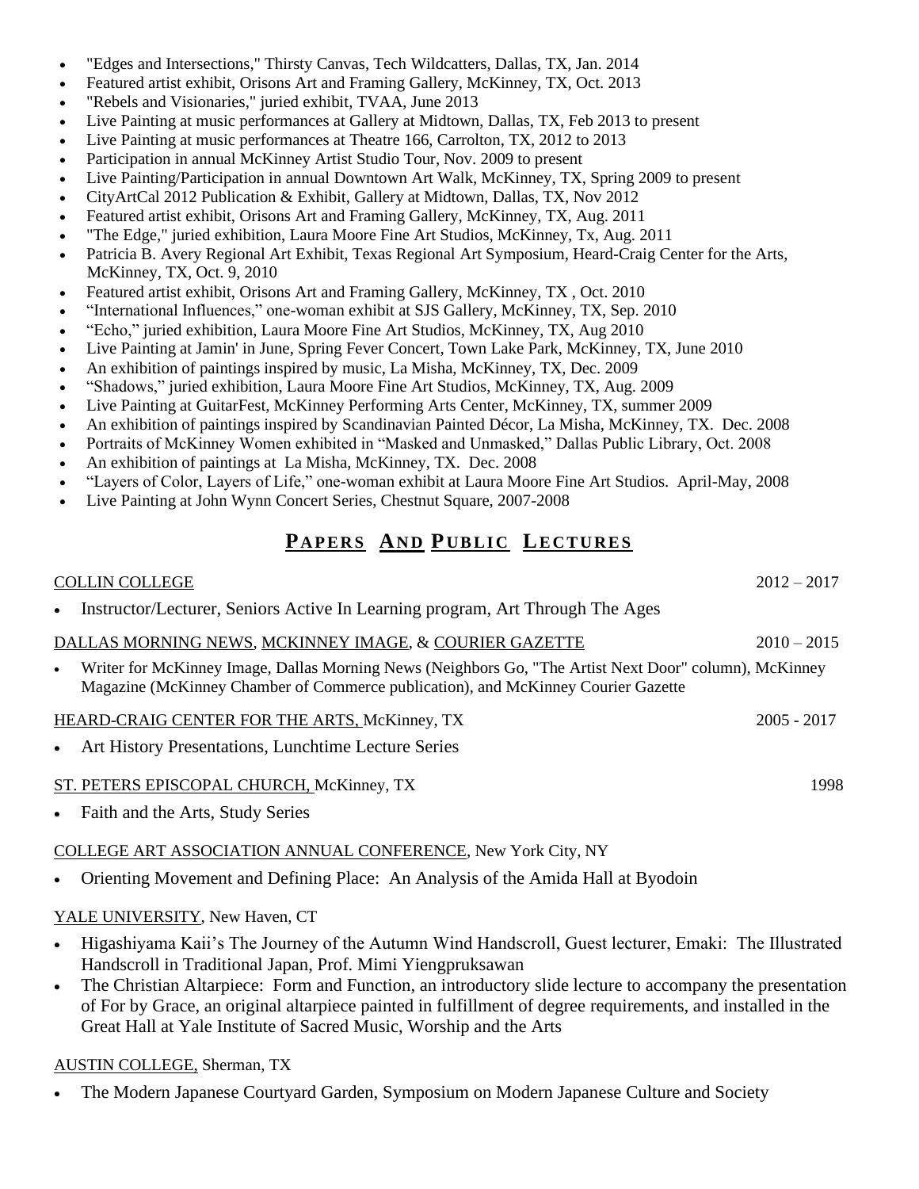- "Edges and Intersections," Thirsty Canvas, Tech Wildcatters, Dallas, TX, Jan. 2014
- Featured artist exhibit, Orisons Art and Framing Gallery, McKinney, TX, Oct. 2013
- "Rebels and Visionaries," juried exhibit, TVAA, June 2013
- Live Painting at music performances at Gallery at Midtown, Dallas, TX, Feb 2013 to present
- Live Painting at music performances at Theatre 166, Carrolton, TX, 2012 to 2013
- Participation in annual McKinney Artist Studio Tour, Nov. 2009 to present
- Live Painting/Participation in annual Downtown Art Walk, McKinney, TX, Spring 2009 to present
- CityArtCal 2012 Publication & Exhibit, Gallery at Midtown, Dallas, TX, Nov 2012
- Featured artist exhibit, Orisons Art and Framing Gallery, McKinney, TX, Aug. 2011
- "The Edge," juried exhibition, Laura Moore Fine Art Studios, McKinney, Tx, Aug. 2011
- Patricia B. Avery Regional Art Exhibit, Texas Regional Art Symposium, Heard-Craig Center for the Arts, McKinney, TX, Oct. 9, 2010
- Featured artist exhibit, Orisons Art and Framing Gallery, McKinney, TX , Oct. 2010
- "International Influences," one-woman exhibit at SJS Gallery, McKinney, TX, Sep. 2010
- "Echo," juried exhibition, Laura Moore Fine Art Studios, McKinney, TX, Aug 2010
- Live Painting at Jamin' in June, Spring Fever Concert, Town Lake Park, McKinney, TX, June 2010
- An exhibition of paintings inspired by music, La Misha, McKinney, TX, Dec. 2009
- "Shadows," juried exhibition, Laura Moore Fine Art Studios, McKinney, TX, Aug. 2009
- Live Painting at GuitarFest, McKinney Performing Arts Center, McKinney, TX, summer 2009
- An exhibition of paintings inspired by Scandinavian Painted Décor, La Misha, McKinney, TX. Dec. 2008
- Portraits of McKinney Women exhibited in "Masked and Unmasked," Dallas Public Library, Oct. 2008
- An exhibition of paintings at La Misha, McKinney, TX. Dec. 2008
- "Layers of Color, Layers of Life," one-woman exhibit at Laura Moore Fine Art Studios. April-May, 2008
- Live Painting at John Wynn Concert Series, Chestnut Square, 2007-2008

## PAPERS AND PUBLIC LECTURES

COLLIN COLLEGE 2012 – 2017

- Instructor/Lecturer, Seniors Active In Learning program, Art Through The Ages

DALLAS MORNING NEWS, MCKINNEY IMAGE, & COURIER GAZETTE 2010 – 2015

- Writer for McKinney Image, Dallas Morning News (Neighbors Go, "The Artist Next Door" column), McKinney Magazine (McKinney Chamber of Commerce publication), and McKinney Courier Gazette

HEARD-CRAIG CENTER FOR THE ARTS, McKinney, TX 2005 - 2017

- Art History Presentations, Lunchtime Lecture Series

ST. PETERS EPISCOPAL CHURCH, McKinney, TX 1998

- Faith and the Arts, Study Series

COLLEGE ART ASSOCIATION ANNUAL CONFERENCE, New York City, NY

- Orienting Movement and Defining Place: An Analysis of the Amida Hall at Byodoin

YALE UNIVERSITY, New Haven, CT

- Higashiyama Kaii's The Journey of the Autumn Wind Handscroll, Guest lecturer, Emaki: The Illustrated Handscroll in Traditional Japan, Prof. Mimi Yiengpruksawan
- The Christian Altarpiece: Form and Function, an introductory slide lecture to accompany the presentation of For by Grace, an original altarpiece painted in fulfillment of degree requirements, and installed in the Great Hall at Yale Institute of Sacred Music, Worship and the Arts

AUSTIN COLLEGE, Sherman, TX

- The Modern Japanese Courtyard Garden, Symposium on Modern Japanese Culture and Society